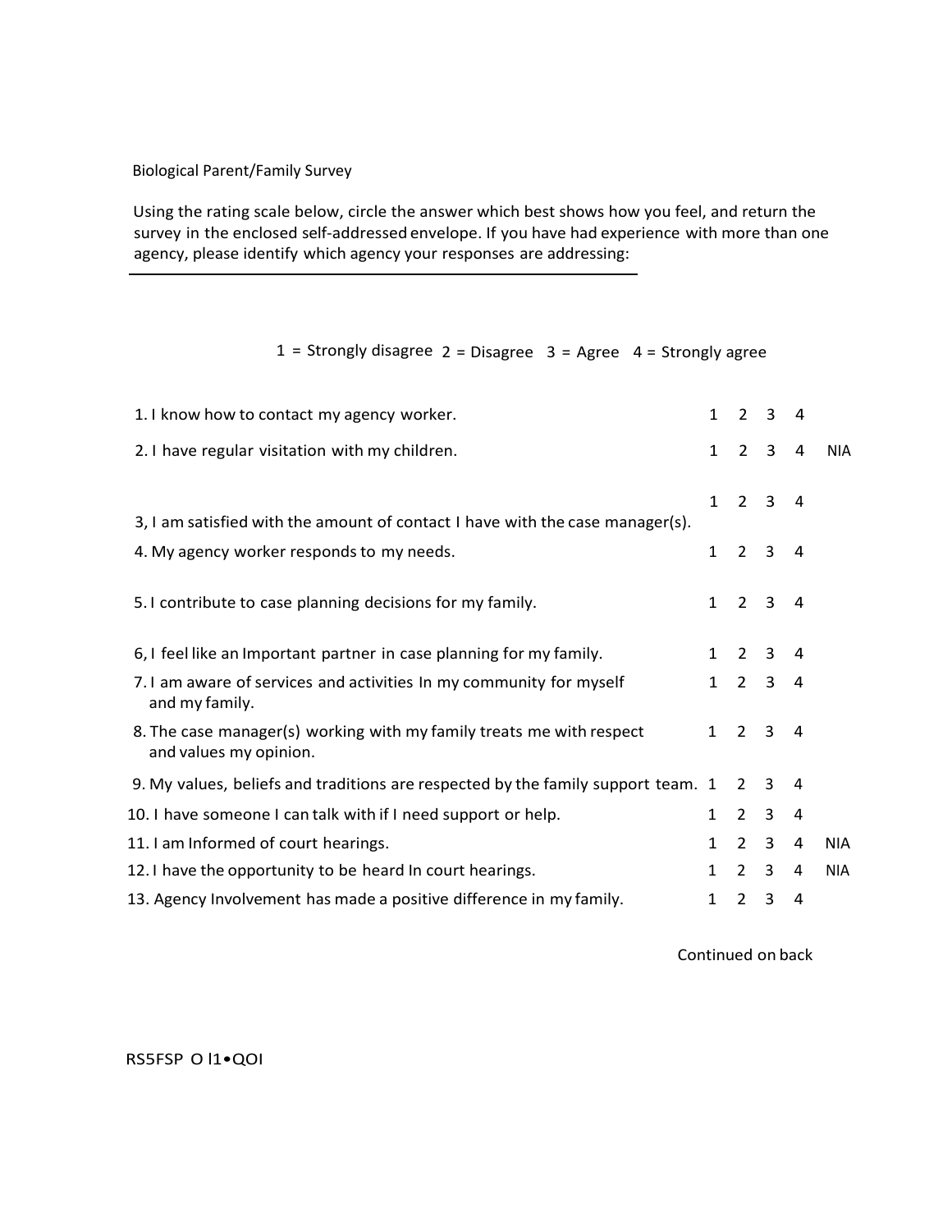Biological Parent/Family Survey

Using the rating scale below, circle the answer which best shows how you feel, and return the survey in the enclosed self-addressed envelope. If you have had experience with more than one agency, please identify which agency your responses are addressing:

\_\_\_\_\_\_\_\_\_\_\_\_\_\_\_\_\_\_\_\_\_\_\_\_\_\_\_\_\_\_\_\_\_\_\_\_\_\_\_\_\_\_\_\_\_\_\_\_\_\_\_\_\_\_\_\_

1 = Strongly disagree 2 = Disagree 3 = Agree 4 = Strongly agree

| Statement | | | | | |
|---|---|---|---|---|---|
| 1. I know how to contact my agency worker. | 1 | 2 | 3 | 4 | |
| 2. I have regular visitation with my children. | 1 | 2 | 3 | 4 | NIA |
| 3, I am satisfied with the amount of contact I have with the case manager(s). | 1 | 2 | 3 | 4 | |
| 4. My agency worker responds to my needs. | 1 | 2 | 3 | 4 | |
| 5. I contribute to case planning decisions for my family. | 1 | 2 | 3 | 4 | |
| 6, I feel like an Important partner in case planning for my family. | 1 | 2 | 3 | 4 | |
| 7. I am aware of services and activities In my community for myself and my family. | 1 | 2 | 3 | 4 | |
| 8. The case manager(s) working with my family treats me with respect and values my opinion. | 1 | 2 | 3 | 4 | |
| 9. My values, beliefs and traditions are respected by the family support team. | 1 | 2 | 3 | 4 | |
| 10. I have someone I can talk with if I need support or help. | 1 | 2 | 3 | 4 | |
| 11. I am Informed of court hearings. | 1 | 2 | 3 | 4 | NIA |
| 12. I have the opportunity to be heard In court hearings. | 1 | 2 | 3 | 4 | NIA |
| 13. Agency Involvement has made a positive difference in my family. | 1 | 2 | 3 | 4 | |

Continued on back

RS5FSP O l1•QOI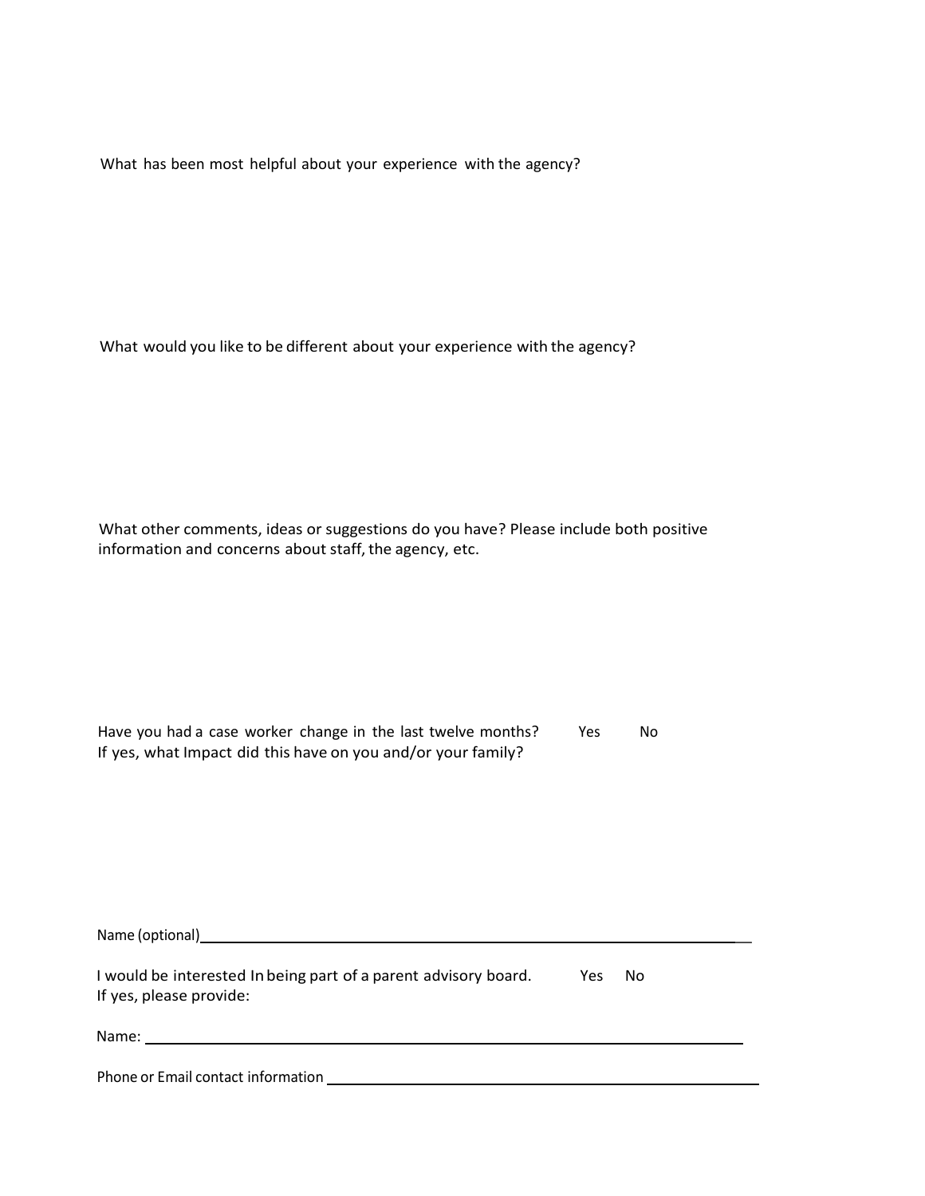What has been most helpful about your experience with the agency?

What would you like to be different about your experience with the agency?

What other comments, ideas or suggestions do you have? Please include both positive information and concerns about staff, the agency, etc.

Have you had a case worker change in the last twelve months? Yes No
If yes, what Impact did this have on you and/or your family?

Name (optional)________________________________________________

I would be interested In being part of a parent advisory board. Yes No
If yes, please provide:

Name: ________________________________________________

Phone or Email contact information ________________________________________________